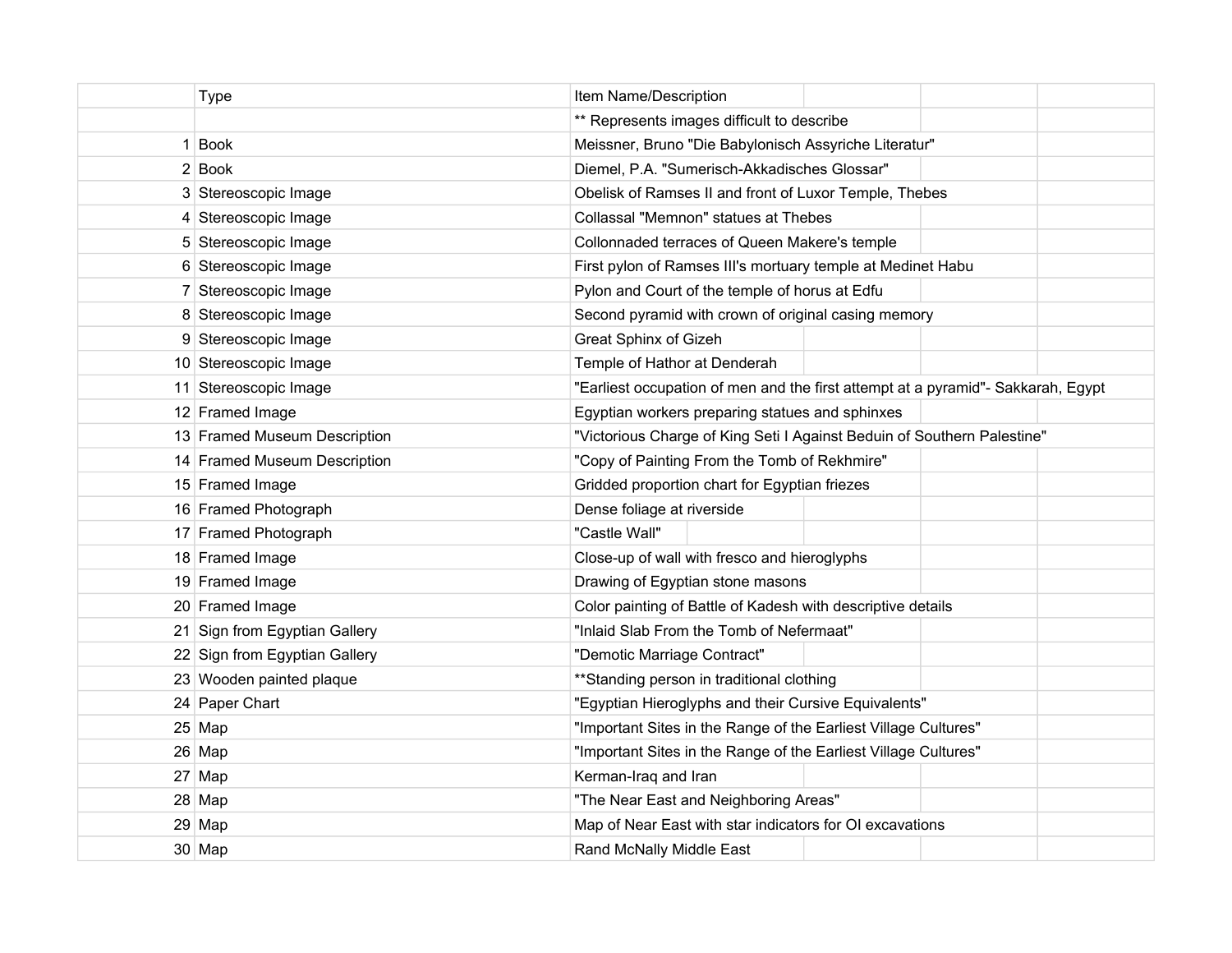| | Type | Item Name/Description |
|---|---|---|
| | | ** Represents images difficult to describe |
| 1 | Book | Meissner, Bruno "Die Babylonisch Assyriche Literatur" |
| 2 | Book | Diemel, P.A. "Sumerisch-Akkadisches Glossar" |
| 3 | Stereoscopic Image | Obelisk of Ramses II and front of Luxor Temple, Thebes |
| 4 | Stereoscopic Image | Collassal "Memnon" statues at Thebes |
| 5 | Stereoscopic Image | Collonnaded terraces of Queen Makere's temple |
| 6 | Stereoscopic Image | First pylon of Ramses III's mortuary temple at Medinet Habu |
| 7 | Stereoscopic Image | Pylon and Court of the temple of horus at Edfu |
| 8 | Stereoscopic Image | Second pyramid with crown of original casing memory |
| 9 | Stereoscopic Image | Great Sphinx of Gizeh |
| 10 | Stereoscopic Image | Temple of Hathor at Denderah |
| 11 | Stereoscopic Image | "Earliest occupation of men and the first attempt at a pyramid"- Sakkarah, Egypt |
| 12 | Framed Image | Egyptian workers preparing statues and sphinxes |
| 13 | Framed Museum Description | "Victorious Charge of King Seti I Against Beduin of Southern Palestine" |
| 14 | Framed Museum Description | "Copy of Painting From the Tomb of Rekhmire" |
| 15 | Framed Image | Gridded proportion chart for Egyptian friezes |
| 16 | Framed Photograph | Dense foliage at riverside |
| 17 | Framed Photograph | "Castle Wall" |
| 18 | Framed Image | Close-up of wall with fresco and hieroglyphs |
| 19 | Framed Image | Drawing of Egyptian stone masons |
| 20 | Framed Image | Color painting of Battle of Kadesh with descriptive details |
| 21 | Sign from Egyptian Gallery | "Inlaid Slab From the Tomb of Nefermaat" |
| 22 | Sign from Egyptian Gallery | "Demotic Marriage Contract" |
| 23 | Wooden painted plaque | **Standing person in traditional clothing |
| 24 | Paper Chart | "Egyptian Hieroglyphs and their Cursive Equivalents" |
| 25 | Map | "Important Sites in the Range of the Earliest Village Cultures" |
| 26 | Map | "Important Sites in the Range of the Earliest Village Cultures" |
| 27 | Map | Kerman-Iraq and Iran |
| 28 | Map | "The Near East and Neighboring Areas" |
| 29 | Map | Map of Near East with star indicators for OI excavations |
| 30 | Map | Rand McNally Middle East |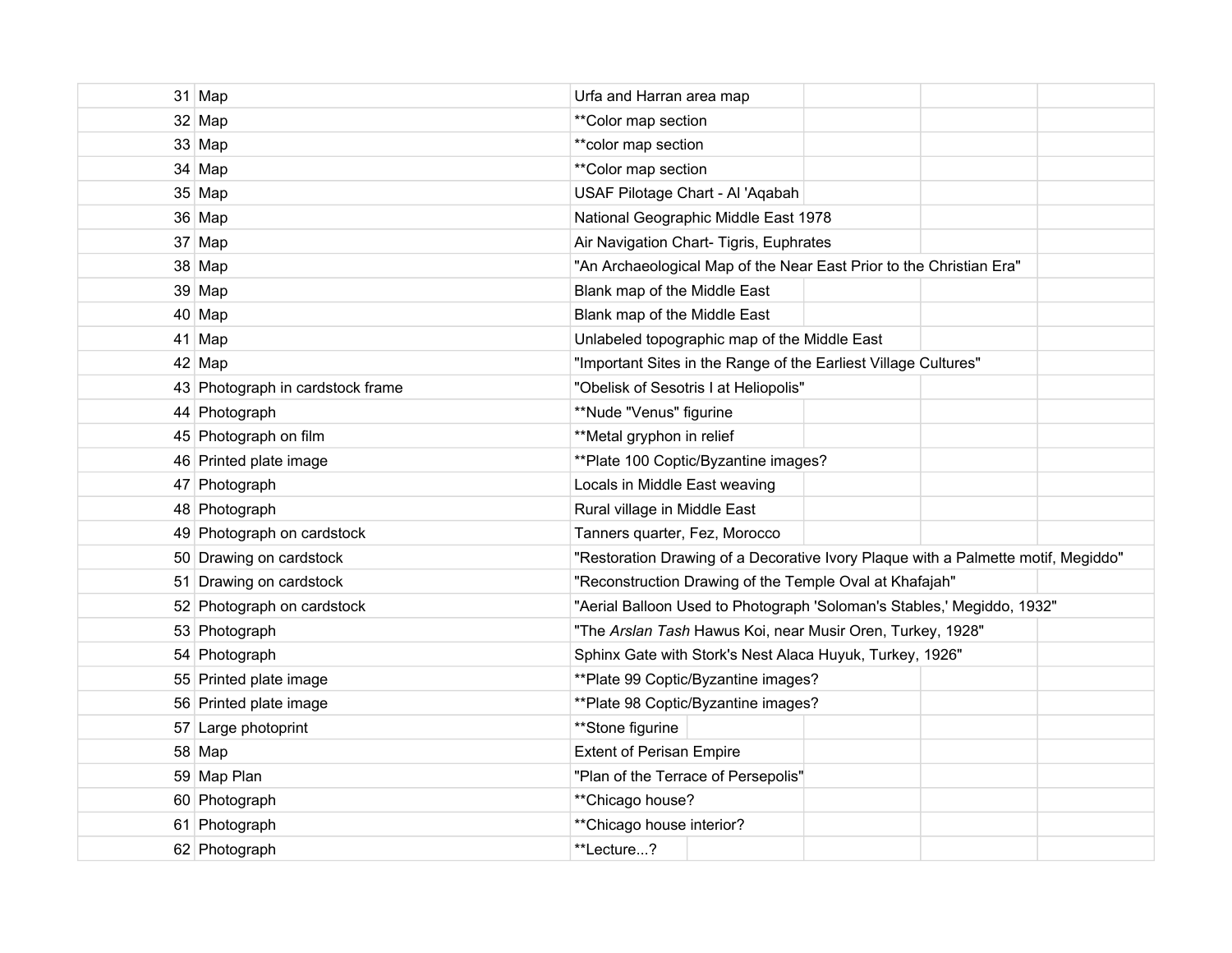| | | | | | |
|---|---|---|---|---|---|
| 31 | Map | Urfa and Harran area map | | | |
| 32 | Map | **Color map section | | | |
| 33 | Map | **color map section | | | |
| 34 | Map | **Color map section | | | |
| 35 | Map | USAF Pilotage Chart - Al 'Aqabah | | | |
| 36 | Map | National Geographic Middle East 1978 | | | |
| 37 | Map | Air Navigation Chart- Tigris, Euphrates | | | |
| 38 | Map | "An Archaeological Map of the Near East Prior to the Christian Era" | | | |
| 39 | Map | Blank map of the Middle East | | | |
| 40 | Map | Blank map of the Middle East | | | |
| 41 | Map | Unlabeled topographic map of the Middle East | | | |
| 42 | Map | "Important Sites in the Range of the Earliest Village Cultures" | | | |
| 43 | Photograph in cardstock frame | "Obelisk of Sesotris I at Heliopolis" | | | |
| 44 | Photograph | **Nude "Venus" figurine | | | |
| 45 | Photograph on film | **Metal gryphon in relief | | | |
| 46 | Printed plate image | **Plate 100 Coptic/Byzantine images? | | | |
| 47 | Photograph | Locals in Middle East weaving | | | |
| 48 | Photograph | Rural village in Middle East | | | |
| 49 | Photograph on cardstock | Tanners quarter, Fez, Morocco | | | |
| 50 | Drawing on cardstock | "Restoration Drawing of a Decorative Ivory Plaque with a Palmette motif, Megiddo" | | | |
| 51 | Drawing on cardstock | "Reconstruction Drawing of the Temple Oval at Khafajah" | | | |
| 52 | Photograph on cardstock | "Aerial Balloon Used to Photograph 'Soloman's Stables,' Megiddo, 1932" | | | |
| 53 | Photograph | "The *Arslan Tash* Hawus Koi, near Musir Oren, Turkey, 1928" | | | |
| 54 | Photograph | Sphinx Gate with Stork's Nest Alaca Huyuk, Turkey, 1926" | | | |
| 55 | Printed plate image | **Plate 99 Coptic/Byzantine images? | | | |
| 56 | Printed plate image | **Plate 98 Coptic/Byzantine images? | | | |
| 57 | Large photoprint | **Stone figurine | | | |
| 58 | Map | Extent of Perisan Empire | | | |
| 59 | Map Plan | "Plan of the Terrace of Persepolis" | | | |
| 60 | Photograph | **Chicago house? | | | |
| 61 | Photograph | **Chicago house interior? | | | |
| 62 | Photograph | **Lecture...? | | | |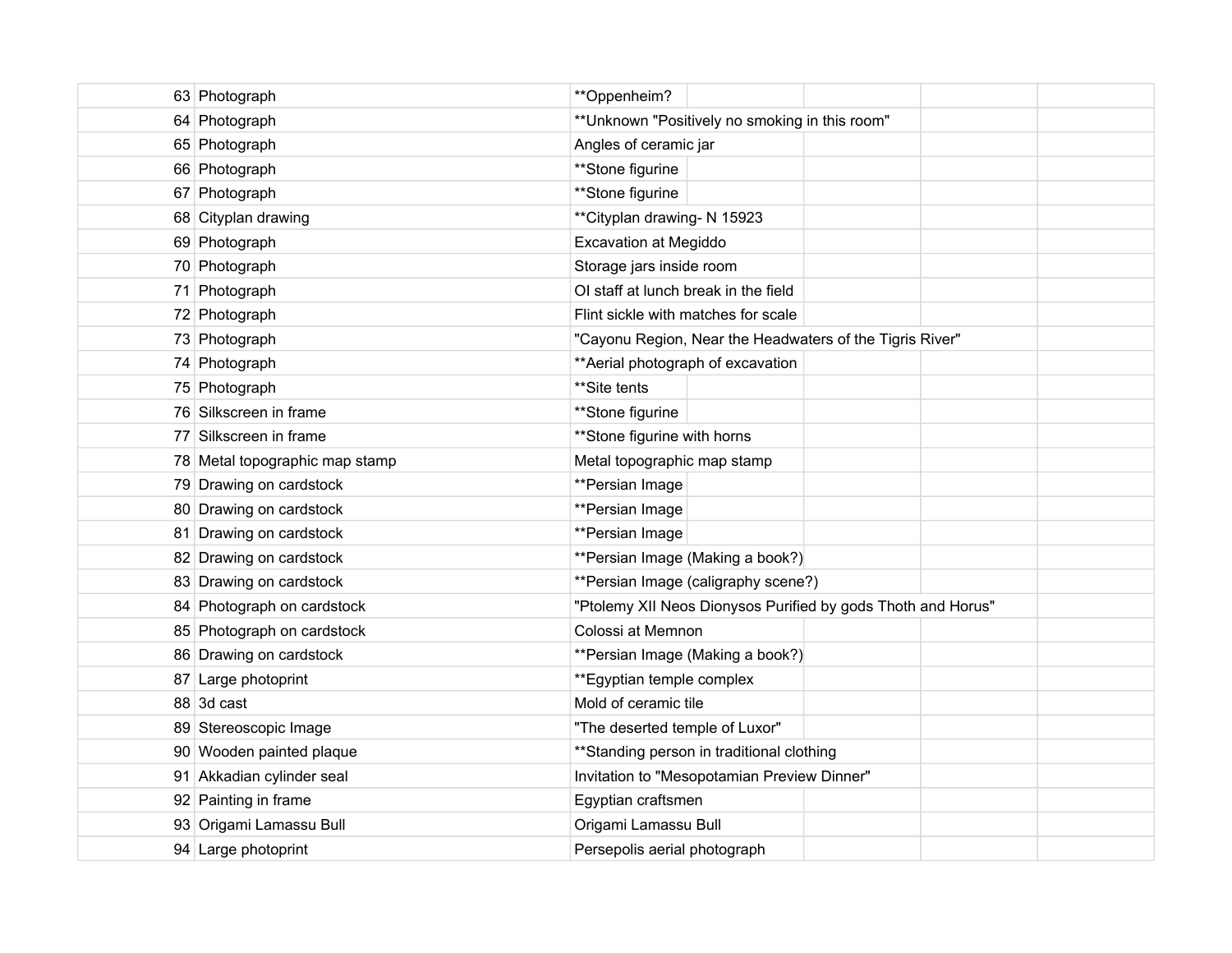| | | | | | |
|---|---|---|---|---|---|
| 63 | Photograph | **Oppenheim? | | | |
| 64 | Photograph | **Unknown "Positively no smoking in this room" | | | |
| 65 | Photograph | Angles of ceramic jar | | | |
| 66 | Photograph | **Stone figurine | | | |
| 67 | Photograph | **Stone figurine | | | |
| 68 | Cityplan drawing | **Cityplan drawing- N 15923 | | | |
| 69 | Photograph | Excavation at Megiddo | | | |
| 70 | Photograph | Storage jars inside room | | | |
| 71 | Photograph | OI staff at lunch break in the field | | | |
| 72 | Photograph | Flint sickle with matches for scale | | | |
| 73 | Photograph | "Cayonu Region, Near the Headwaters of the Tigris River" | | | |
| 74 | Photograph | **Aerial photograph of excavation | | | |
| 75 | Photograph | **Site tents | | | |
| 76 | Silkscreen in frame | **Stone figurine | | | |
| 77 | Silkscreen in frame | **Stone figurine with horns | | | |
| 78 | Metal topographic map stamp | Metal topographic map stamp | | | |
| 79 | Drawing on cardstock | **Persian Image | | | |
| 80 | Drawing on cardstock | **Persian Image | | | |
| 81 | Drawing on cardstock | **Persian Image | | | |
| 82 | Drawing on cardstock | **Persian Image (Making a book?) | | | |
| 83 | Drawing on cardstock | **Persian Image (caligraphy scene?) | | | |
| 84 | Photograph on cardstock | "Ptolemy XII Neos Dionysos Purified by gods Thoth and Horus" | | | |
| 85 | Photograph on cardstock | Colossi at Memnon | | | |
| 86 | Drawing on cardstock | **Persian Image (Making a book?) | | | |
| 87 | Large photoprint | **Egyptian temple complex | | | |
| 88 | 3d cast | Mold of ceramic tile | | | |
| 89 | Stereoscopic Image | "The deserted temple of Luxor" | | | |
| 90 | Wooden painted plaque | **Standing person in traditional clothing | | | |
| 91 | Akkadian cylinder seal | Invitation to "Mesopotamian Preview Dinner" | | | |
| 92 | Painting in frame | Egyptian craftsmen | | | |
| 93 | Origami Lamassu Bull | Origami Lamassu Bull | | | |
| 94 | Large photoprint | Persepolis aerial photograph | | | |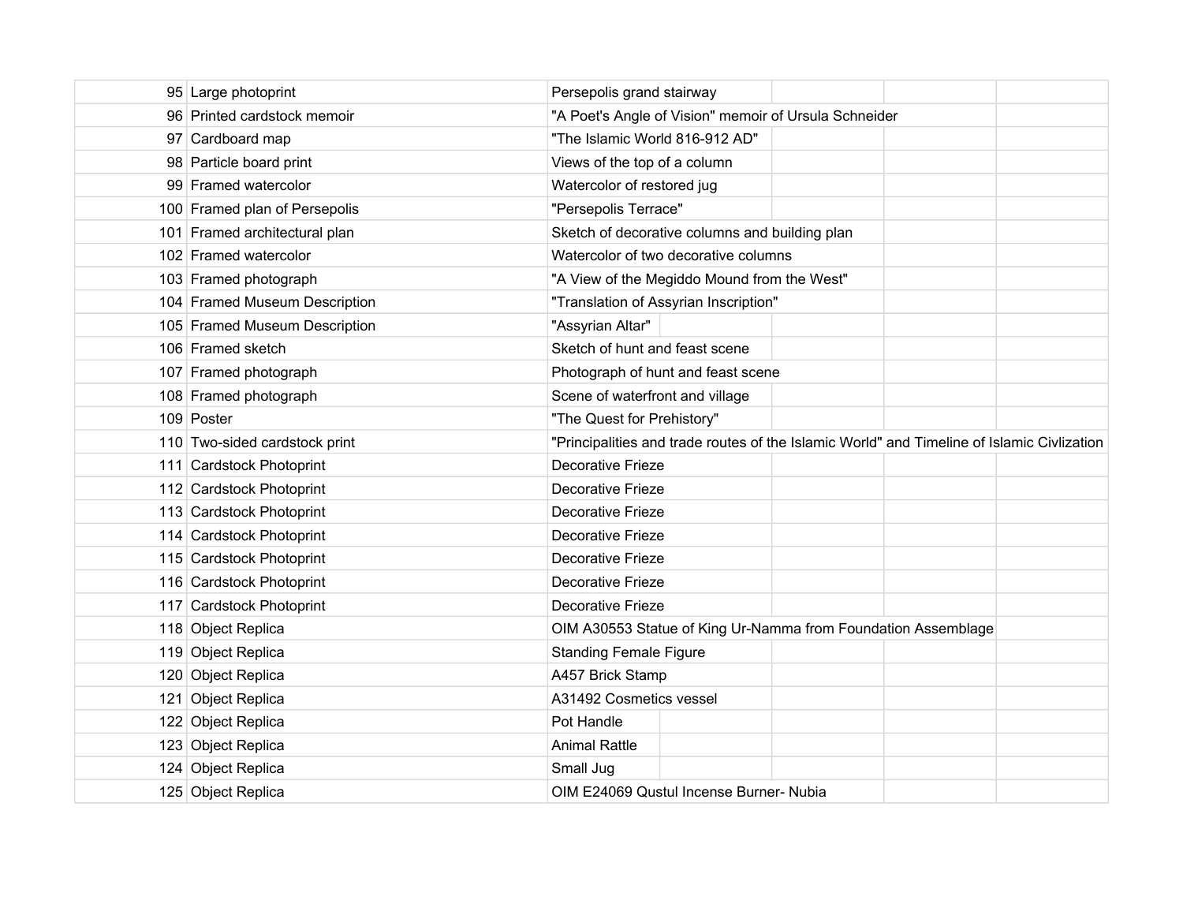| | | | | | |
|---|---|---|---|---|---|
| 95 | Large photoprint | Persepolis grand stairway | | | |
| 96 | Printed cardstock memoir | "A Poet's Angle of Vision" memoir of Ursula Schneider | | | |
| 97 | Cardboard map | "The Islamic World 816-912 AD" | | | |
| 98 | Particle board print | Views of the top of a column | | | |
| 99 | Framed watercolor | Watercolor of restored jug | | | |
| 100 | Framed plan of Persepolis | "Persepolis Terrace" | | | |
| 101 | Framed architectural plan | Sketch of decorative columns and building plan | | | |
| 102 | Framed watercolor | Watercolor of two decorative columns | | | |
| 103 | Framed photograph | "A View of the Megiddo Mound from the West" | | | |
| 104 | Framed Museum Description | "Translation of Assyrian Inscription" | | | |
| 105 | Framed Museum Description | "Assyrian Altar" | | | |
| 106 | Framed sketch | Sketch of hunt and feast scene | | | |
| 107 | Framed photograph | Photograph of hunt and feast scene | | | |
| 108 | Framed photograph | Scene of waterfront and village | | | |
| 109 | Poster | "The Quest for Prehistory" | | | |
| 110 | Two-sided cardstock print | "Principalities and trade routes of the Islamic World" and Timeline of Islamic Civlization | | | |
| 111 | Cardstock Photoprint | Decorative Frieze | | | |
| 112 | Cardstock Photoprint | Decorative Frieze | | | |
| 113 | Cardstock Photoprint | Decorative Frieze | | | |
| 114 | Cardstock Photoprint | Decorative Frieze | | | |
| 115 | Cardstock Photoprint | Decorative Frieze | | | |
| 116 | Cardstock Photoprint | Decorative Frieze | | | |
| 117 | Cardstock Photoprint | Decorative Frieze | | | |
| 118 | Object Replica | OIM A30553 Statue of King Ur-Namma from Foundation Assemblage | | | |
| 119 | Object Replica | Standing Female Figure | | | |
| 120 | Object Replica | A457 Brick Stamp | | | |
| 121 | Object Replica | A31492 Cosmetics vessel | | | |
| 122 | Object Replica | Pot Handle | | | |
| 123 | Object Replica | Animal Rattle | | | |
| 124 | Object Replica | Small Jug | | | |
| 125 | Object Replica | OIM E24069 Qustul Incense Burner- Nubia | | | |